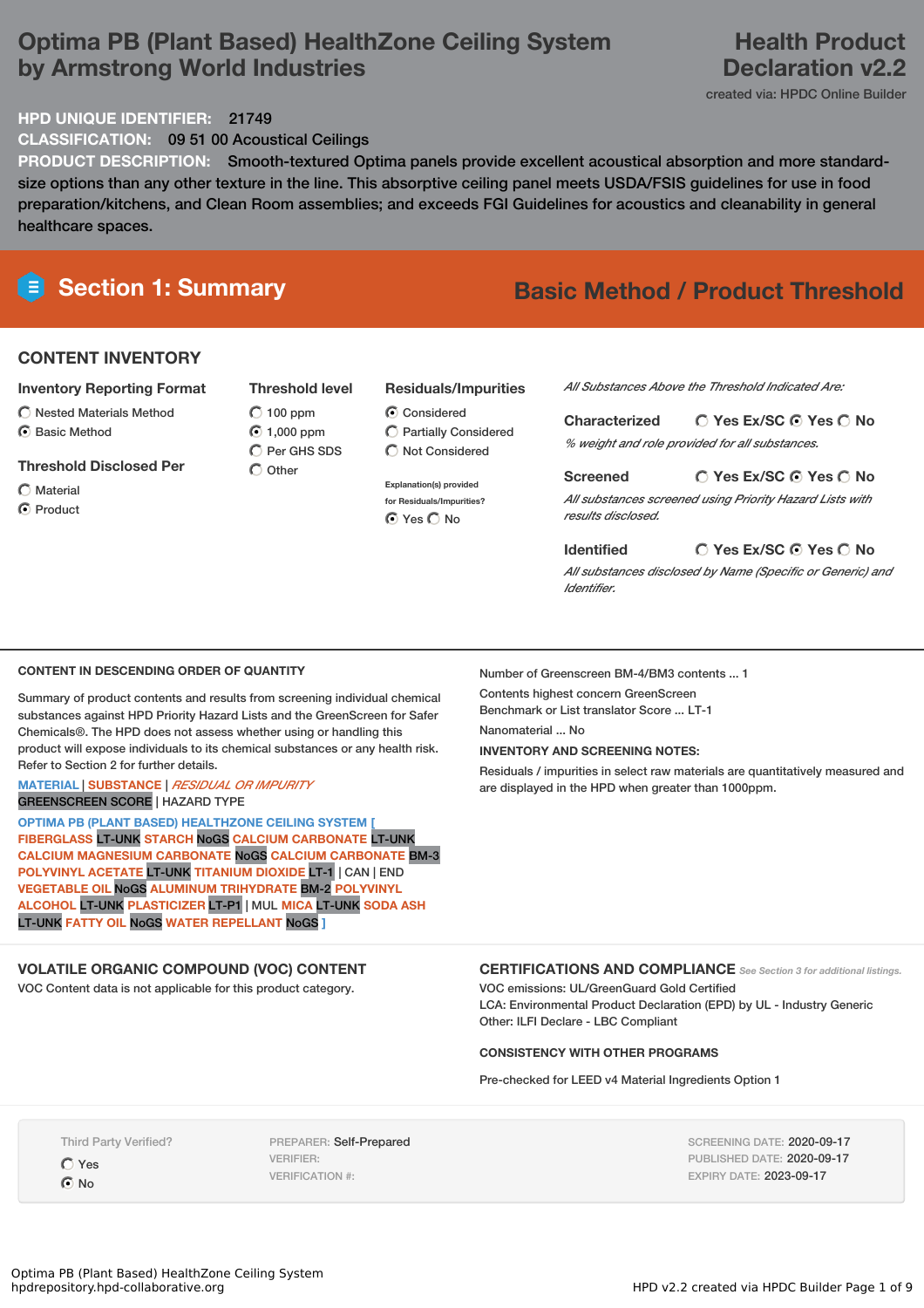# Optima PB (Plant Based) HealthZone Ceiling System by Armstrong World Industries

**Health Product Declaration v2.2**

created via: HPDC Online Builder

**HPD UNIQUE IDENTIFIER:** 21749

**CLASSIFICATION:** 09 51 00 Acoustical Ceilings

**PRODUCT DESCRIPTION:** Smooth-textured Optima panels provide excellent acoustical absorption and more standard-size options than any other texture in the line. This absorptive ceiling panel meets USDA/FSIS guidelines for use in food preparation/kitchens, and Clean Room assemblies; and exceeds FGI Guidelines for acoustics and cleanability in general healthcare spaces.

## Section 1: Summary

**Basic Method / Product Threshold**

### CONTENT INVENTORY

**Inventory Reporting Format**
- ○ Nested Materials Method
- ● Basic Method

**Threshold Disclosed Per**
- ○ Material
- ● Product

**Threshold level**
- ○ 100 ppm
- ● 1,000 ppm
- ○ Per GHS SDS
- ○ Other

**Residuals/Impurities**
- ● Considered
- ○ Partially Considered
- ○ Not Considered

Explanation(s) provided for Residuals/Impurities? ● Yes ○ No

*All Substances Above the Threshold Indicated Are:*

**Characterized** ○ Yes Ex/SC ● Yes ○ No
*% weight and role provided for all substances.*

**Screened** ○ Yes Ex/SC ● Yes ○ No
*All substances screened using Priority Hazard Lists with results disclosed.*

**Identified** ○ Yes Ex/SC ● Yes ○ No
*All substances disclosed by Name (Specific or Generic) and Identifier.*

### CONTENT IN DESCENDING ORDER OF QUANTITY

Summary of product contents and results from screening individual chemical substances against HPD Priority Hazard Lists and the GreenScreen for Safer Chemicals®. The HPD does not assess whether using or handling this product will expose individuals to its chemical substances or any health risk. Refer to Section 2 for further details.

MATERIAL | SUBSTANCE | *RESIDUAL OR IMPURITY*
GREENSCREEN SCORE | HAZARD TYPE

OPTIMA PB (PLANT BASED) HEALTHZONE CEILING SYSTEM [ FIBERGLASS LT-UNK STARCH NoGS CALCIUM CARBONATE LT-UNK CALCIUM MAGNESIUM CARBONATE NoGS CALCIUM CARBONATE BM-3 POLYVINYL ACETATE LT-UNK TITANIUM DIOXIDE LT-1 | CAN | END VEGETABLE OIL NoGS ALUMINUM TRIHYDRATE BM-2 POLYVINYL ALCOHOL LT-UNK PLASTICIZER LT-P1 | MUL MICA LT-UNK SODA ASH LT-UNK FATTY OIL NoGS WATER REPELLANT NoGS ]

Number of Greenscreen BM-4/BM3 contents ... 1

Contents highest concern GreenScreen Benchmark or List translator Score ... LT-1

Nanomaterial ... No

**INVENTORY AND SCREENING NOTES:**

Residuals / impurities in select raw materials are quantitatively measured and are displayed in the HPD when greater than 1000ppm.

### VOLATILE ORGANIC COMPOUND (VOC) CONTENT

VOC Content data is not applicable for this product category.

### CERTIFICATIONS AND COMPLIANCE

*See Section 3 for additional listings.*

VOC emissions: UL/GreenGuard Gold Certified
LCA: Environmental Product Declaration (EPD) by UL - Industry Generic
Other: ILFI Declare - LBC Compliant

**CONSISTENCY WITH OTHER PROGRAMS**

Pre-checked for LEED v4 Material Ingredients Option 1

Third Party Verified?
- ○ Yes
- ● No

PREPARER: Self-Prepared
VERIFIER:
VERIFICATION #:

SCREENING DATE: 2020-09-17
PUBLISHED DATE: 2020-09-17
EXPIRY DATE: 2023-09-17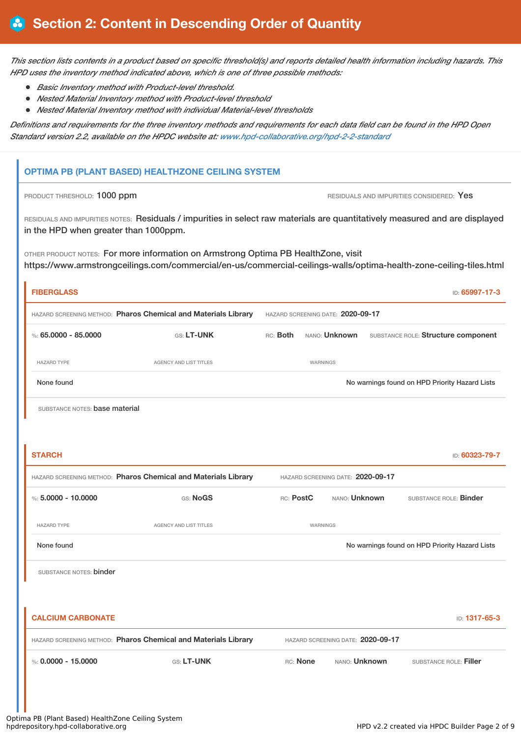# Section 2: Content in Descending Order of Quantity

*This section lists contents in a product based on specific threshold(s) and reports detailed health information including hazards. This HPD uses the inventory method indicated above, which is one of three possible methods:*

- *Basic Inventory method with Product-level threshold.*
- *Nested Material Inventory method with Product-level threshold*
- *Nested Material Inventory method with individual Material-level thresholds*

*Definitions and requirements for the three inventory methods and requirements for each data field can be found in the HPD Open Standard version 2.2, available on the HPDC website at: www.hpd-collaborative.org/hpd-2-2-standard*

## OPTIMA PB (PLANT BASED) HEALTHZONE CEILING SYSTEM

PRODUCT THRESHOLD: 1000 ppm

RESIDUALS AND IMPURITIES CONSIDERED: Yes

RESIDUALS AND IMPURITIES NOTES: Residuals / impurities in select raw materials are quantitatively measured and are displayed in the HPD when greater than 1000ppm.

OTHER PRODUCT NOTES: For more information on Armstrong Optima PB HealthZone, visit https://www.armstrongceilings.com/commercial/en-us/commercial-ceilings-walls/optima-health-zone-ceiling-tiles.html

### FIBERGLASS

ID: 65997-17-3

HAZARD SCREENING METHOD: **Pharos Chemical and Materials Library** HAZARD SCREENING DATE: **2020-09-17**

%: **65.0000 - 85.0000** GS: **LT-UNK** RC: **Both** NANO: **Unknown** SUBSTANCE ROLE: **Structure component**

| HAZARD TYPE | AGENCY AND LIST TITLES | WARNINGS |
|---|---|---|
| None found | | No warnings found on HPD Priority Hazard Lists |

SUBSTANCE NOTES: base material

### STARCH

ID: 60323-79-7

HAZARD SCREENING METHOD: **Pharos Chemical and Materials Library** HAZARD SCREENING DATE: **2020-09-17**

%: **5.0000 - 10.0000** GS: **NoGS** RC: **PostC** NANO: **Unknown** SUBSTANCE ROLE: **Binder**

| HAZARD TYPE | AGENCY AND LIST TITLES | WARNINGS |
|---|---|---|
| None found | | No warnings found on HPD Priority Hazard Lists |

SUBSTANCE NOTES: binder

### CALCIUM CARBONATE

ID: 1317-65-3

HAZARD SCREENING METHOD: **Pharos Chemical and Materials Library** HAZARD SCREENING DATE: **2020-09-17**

%: **0.0000 - 15.0000** GS: **LT-UNK** RC: **None** NANO: **Unknown** SUBSTANCE ROLE: **Filler**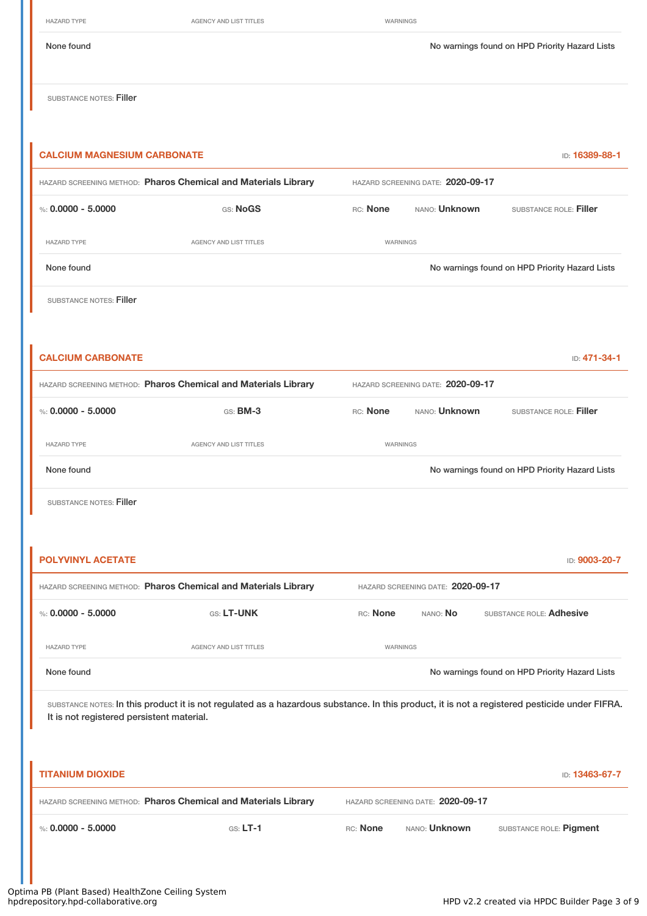| HAZARD TYPE | AGENCY AND LIST TITLES | WARNINGS |
|---|---|---|
| None found | | No warnings found on HPD Priority Hazard Lists |

SUBSTANCE NOTES: Filler

### CALCIUM MAGNESIUM CARBONATE

ID: 16389-88-1

HAZARD SCREENING METHOD: **Pharos Chemical and Materials Library** HAZARD SCREENING DATE: **2020-09-17**

%: **0.0000 - 5.0000** GS: **NoGS** RC: **None** NANO: **Unknown** SUBSTANCE ROLE: **Filler**

| HAZARD TYPE | AGENCY AND LIST TITLES | WARNINGS |
|---|---|---|
| None found | | No warnings found on HPD Priority Hazard Lists |

SUBSTANCE NOTES: Filler

### CALCIUM CARBONATE

ID: 471-34-1

HAZARD SCREENING METHOD: **Pharos Chemical and Materials Library** HAZARD SCREENING DATE: **2020-09-17**

%: **0.0000 - 5.0000** GS: **BM-3** RC: **None** NANO: **Unknown** SUBSTANCE ROLE: **Filler**

| HAZARD TYPE | AGENCY AND LIST TITLES | WARNINGS |
|---|---|---|
| None found | | No warnings found on HPD Priority Hazard Lists |

SUBSTANCE NOTES: Filler

### POLYVINYL ACETATE

ID: 9003-20-7

HAZARD SCREENING METHOD: **Pharos Chemical and Materials Library** HAZARD SCREENING DATE: **2020-09-17**

%: **0.0000 - 5.0000** GS: **LT-UNK** RC: **None** NANO: **No** SUBSTANCE ROLE: **Adhesive**

| HAZARD TYPE | AGENCY AND LIST TITLES | WARNINGS |
|---|---|---|
| None found | | No warnings found on HPD Priority Hazard Lists |

SUBSTANCE NOTES: In this product it is not regulated as a hazardous substance. In this product, it is not a registered pesticide under FIFRA. It is not registered persistent material.

### TITANIUM DIOXIDE

ID: 13463-67-7

HAZARD SCREENING METHOD: **Pharos Chemical and Materials Library** HAZARD SCREENING DATE: **2020-09-17**

%: **0.0000 - 5.0000** GS: **LT-1** RC: **None** NANO: **Unknown** SUBSTANCE ROLE: **Pigment**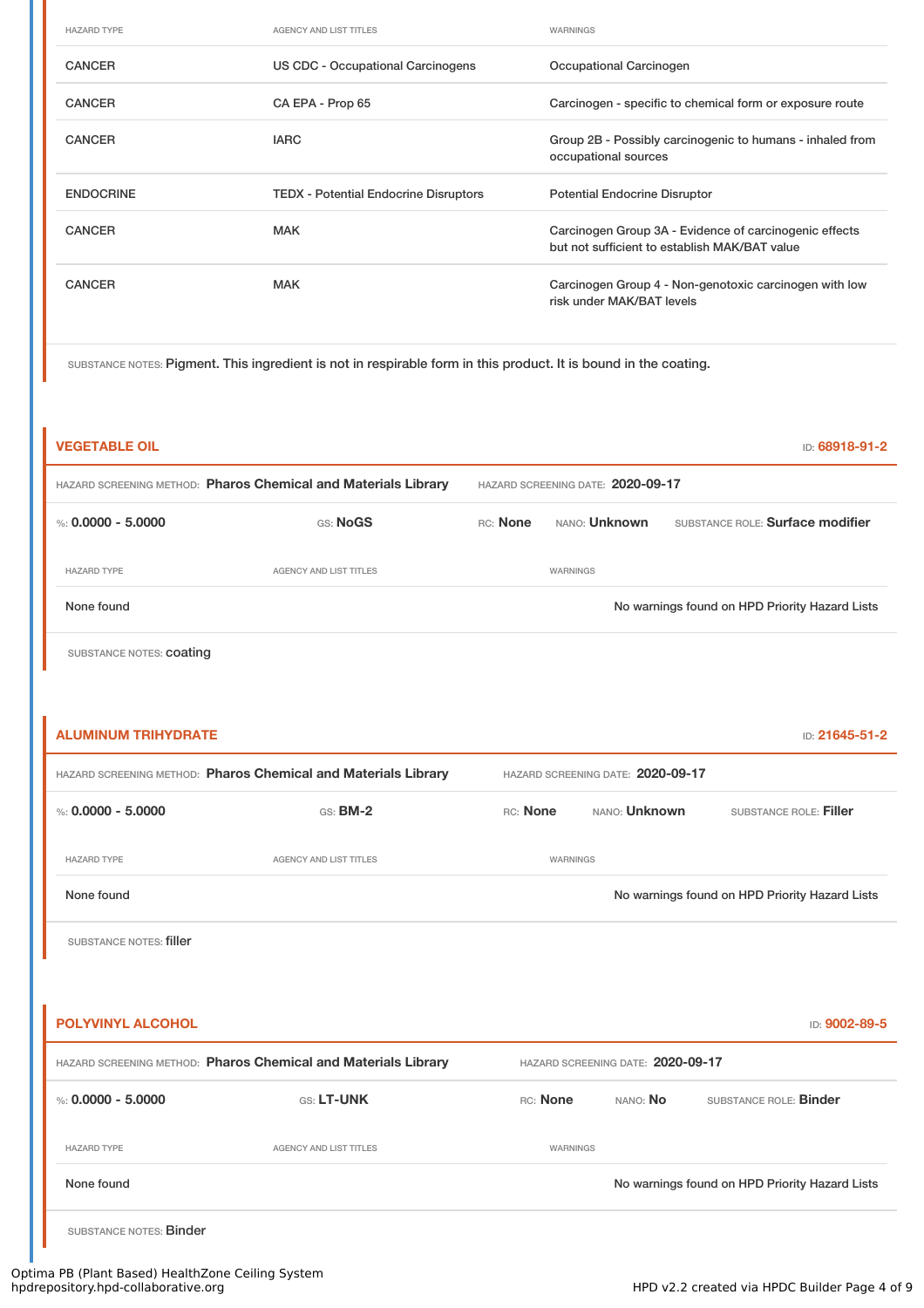| HAZARD TYPE | AGENCY AND LIST TITLES | WARNINGS |
|---|---|---|
| CANCER | US CDC - Occupational Carcinogens | Occupational Carcinogen |
| CANCER | CA EPA - Prop 65 | Carcinogen - specific to chemical form or exposure route |
| CANCER | IARC | Group 2B - Possibly carcinogenic to humans - inhaled from occupational sources |
| ENDOCRINE | TEDX - Potential Endocrine Disruptors | Potential Endocrine Disruptor |
| CANCER | MAK | Carcinogen Group 3A - Evidence of carcinogenic effects but not sufficient to establish MAK/BAT value |
| CANCER | MAK | Carcinogen Group 4 - Non-genotoxic carcinogen with low risk under MAK/BAT levels |

SUBSTANCE NOTES: Pigment. This ingredient is not in respirable form in this product. It is bound in the coating.

## VEGETABLE OIL

ID: **68918-91-2**

HAZARD SCREENING METHOD: **Pharos Chemical and Materials Library** HAZARD SCREENING DATE: **2020-09-17**

%: **0.0000 - 5.0000** GS: **NoGS** RC: **None** NANO: **Unknown** SUBSTANCE ROLE: **Surface modifier**

| HAZARD TYPE | AGENCY AND LIST TITLES | WARNINGS |
|---|---|---|
| None found | | No warnings found on HPD Priority Hazard Lists |

SUBSTANCE NOTES: coating

## ALUMINUM TRIHYDRATE

ID: **21645-51-2**

HAZARD SCREENING METHOD: **Pharos Chemical and Materials Library** HAZARD SCREENING DATE: **2020-09-17**

%: **0.0000 - 5.0000** GS: **BM-2** RC: **None** NANO: **Unknown** SUBSTANCE ROLE: **Filler**

| HAZARD TYPE | AGENCY AND LIST TITLES | WARNINGS |
|---|---|---|
| None found | | No warnings found on HPD Priority Hazard Lists |

SUBSTANCE NOTES: filler

## POLYVINYL ALCOHOL

ID: **9002-89-5**

HAZARD SCREENING METHOD: **Pharos Chemical and Materials Library** HAZARD SCREENING DATE: **2020-09-17**

%: **0.0000 - 5.0000** GS: **LT-UNK** RC: **None** NANO: **No** SUBSTANCE ROLE: **Binder**

| HAZARD TYPE | AGENCY AND LIST TITLES | WARNINGS |
|---|---|---|
| None found | | No warnings found on HPD Priority Hazard Lists |

SUBSTANCE NOTES: Binder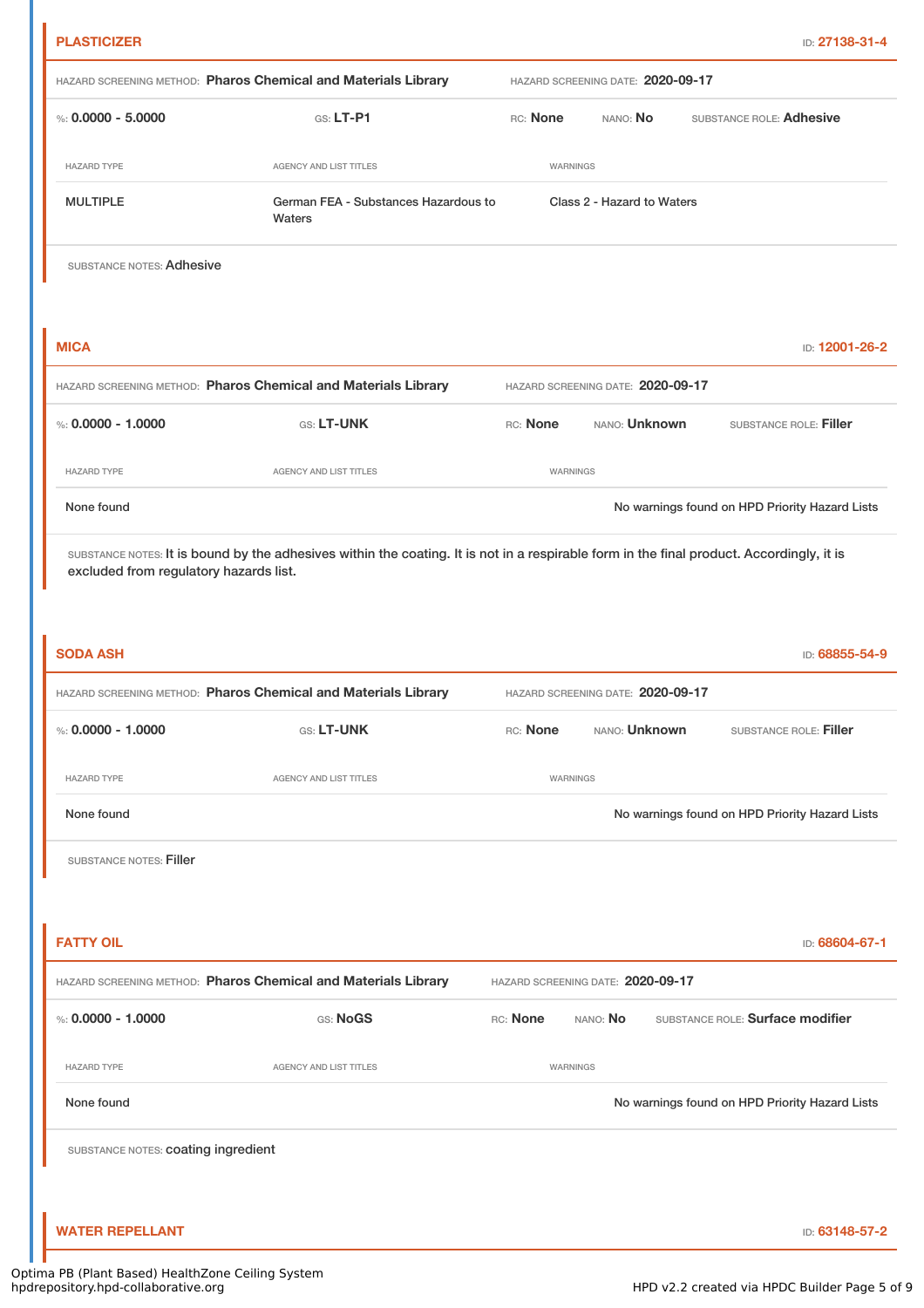## PLASTICIZER

ID: 27138-31-4

HAZARD SCREENING METHOD: **Pharos Chemical and Materials Library** HAZARD SCREENING DATE: **2020-09-17**

%: **0.0000 - 5.0000** GS: **LT-P1** RC: **None** NANO: **No** SUBSTANCE ROLE: **Adhesive**

| HAZARD TYPE | AGENCY AND LIST TITLES | WARNINGS |
|---|---|---|
| MULTIPLE | German FEA - Substances Hazardous to Waters | Class 2 - Hazard to Waters |

SUBSTANCE NOTES: Adhesive

## MICA

ID: 12001-26-2

HAZARD SCREENING METHOD: **Pharos Chemical and Materials Library** HAZARD SCREENING DATE: **2020-09-17**

%: **0.0000 - 1.0000** GS: **LT-UNK** RC: **None** NANO: **Unknown** SUBSTANCE ROLE: **Filler**

| HAZARD TYPE | AGENCY AND LIST TITLES | WARNINGS |
|---|---|---|
| None found | | No warnings found on HPD Priority Hazard Lists |

SUBSTANCE NOTES: It is bound by the adhesives within the coating. It is not in a respirable form in the final product. Accordingly, it is excluded from regulatory hazards list.

## SODA ASH

ID: 68855-54-9

HAZARD SCREENING METHOD: **Pharos Chemical and Materials Library** HAZARD SCREENING DATE: **2020-09-17**

%: **0.0000 - 1.0000** GS: **LT-UNK** RC: **None** NANO: **Unknown** SUBSTANCE ROLE: **Filler**

| HAZARD TYPE | AGENCY AND LIST TITLES | WARNINGS |
|---|---|---|
| None found | | No warnings found on HPD Priority Hazard Lists |

SUBSTANCE NOTES: Filler

## FATTY OIL

ID: 68604-67-1

HAZARD SCREENING METHOD: **Pharos Chemical and Materials Library** HAZARD SCREENING DATE: **2020-09-17**

%: **0.0000 - 1.0000** GS: **NoGS** RC: **None** NANO: **No** SUBSTANCE ROLE: **Surface modifier**

| HAZARD TYPE | AGENCY AND LIST TITLES | WARNINGS |
|---|---|---|
| None found | | No warnings found on HPD Priority Hazard Lists |

SUBSTANCE NOTES: coating ingredient

## WATER REPELLANT

ID: 63148-57-2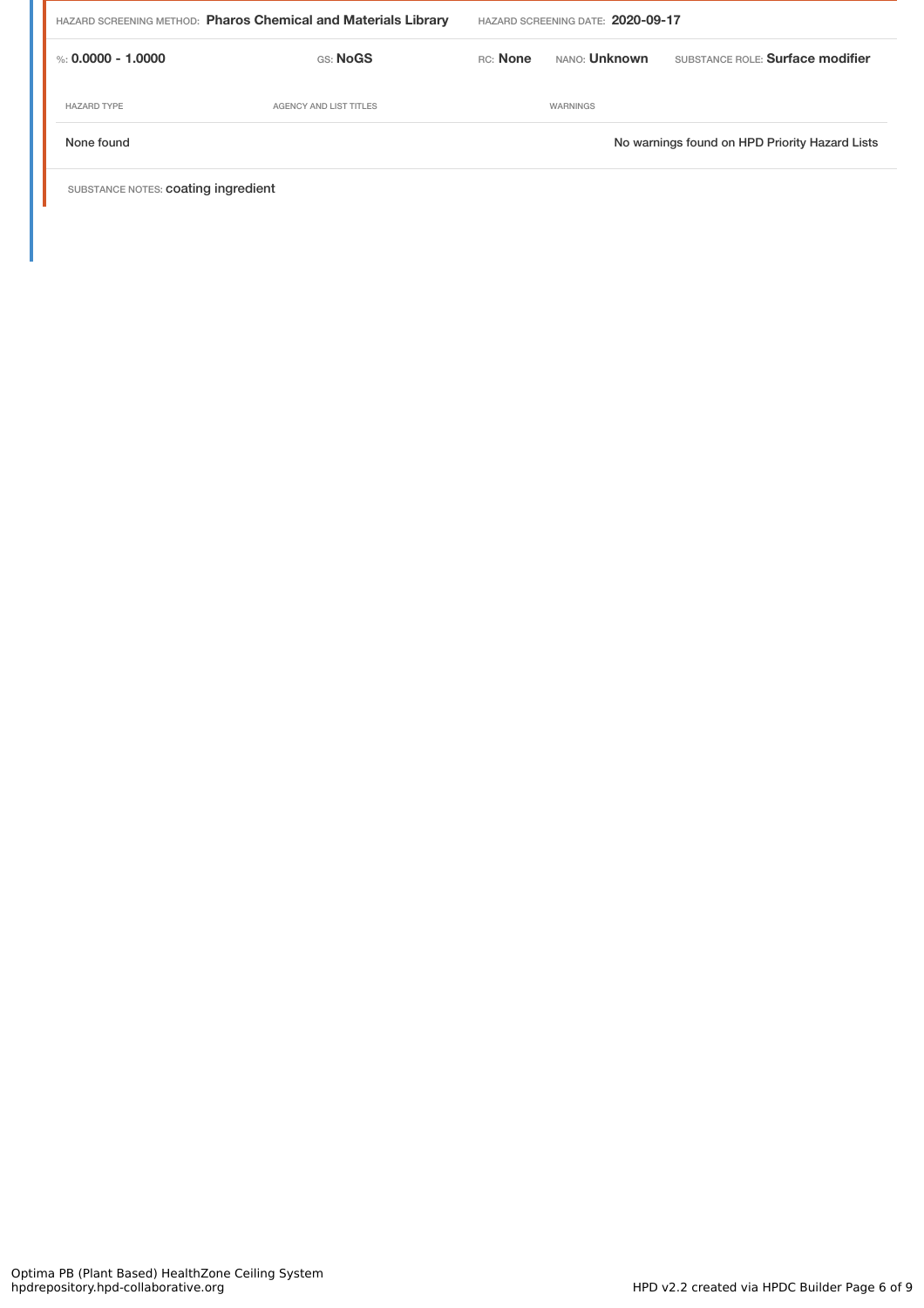HAZARD SCREENING METHOD: **Pharos Chemical and Materials Library** HAZARD SCREENING DATE: **2020-09-17**

%: **0.0000 - 1.0000** GS: **NoGS** RC: **None** NANO: **Unknown** SUBSTANCE ROLE: **Surface modifier**

| HAZARD TYPE | AGENCY AND LIST TITLES | WARNINGS |
|---|---|---|
| None found | | No warnings found on HPD Priority Hazard Lists |

SUBSTANCE NOTES: coating ingredient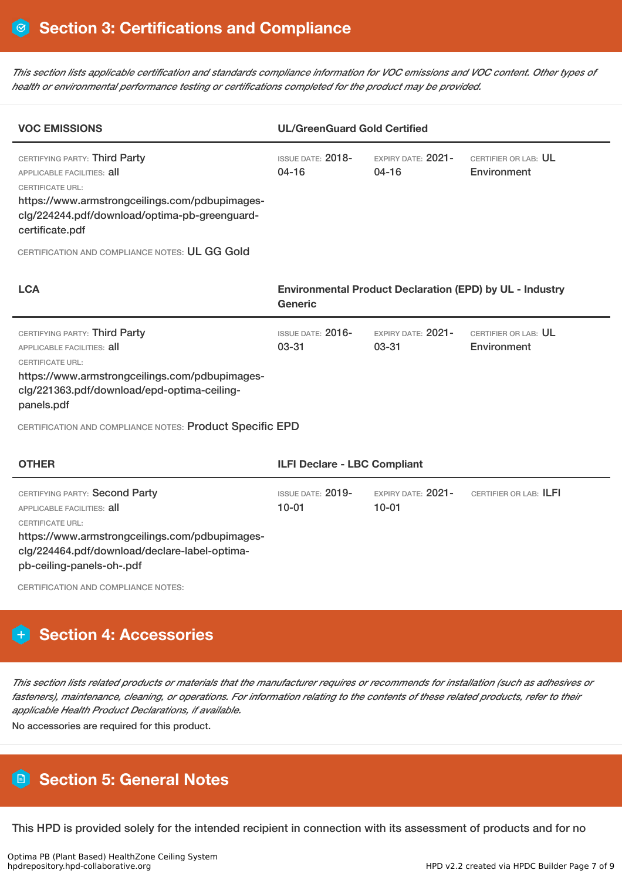## Section 3: Certifications and Compliance

*This section lists applicable certification and standards compliance information for VOC emissions and VOC content. Other types of health or environmental performance testing or certifications completed for the product may be provided.*

| **VOC EMISSIONS** | **UL/GreenGuard Gold Certified** | | |
|---|---|---|---|
| CERTIFYING PARTY: Third Party<br>APPLICABLE FACILITIES: all<br>CERTIFICATE URL:<br>https://www.armstrongceilings.com/pdbupimages-clg/224244.pdf/download/optima-pb-greenguard-certificate.pdf | ISSUE DATE: 2018-04-16 | EXPIRY DATE: 2021-04-16 | CERTIFIER OR LAB: UL Environment |

CERTIFICATION AND COMPLIANCE NOTES: UL GG Gold

| **LCA** | **Environmental Product Declaration (EPD) by UL - Industry Generic** | | |
|---|---|---|---|
| CERTIFYING PARTY: Third Party<br>APPLICABLE FACILITIES: all<br>CERTIFICATE URL:<br>https://www.armstrongceilings.com/pdbupimages-clg/221363.pdf/download/epd-optima-ceiling-panels.pdf | ISSUE DATE: 2016-03-31 | EXPIRY DATE: 2021-03-31 | CERTIFIER OR LAB: UL Environment |

CERTIFICATION AND COMPLIANCE NOTES: Product Specific EPD

| **OTHER** | **ILFI Declare - LBC Compliant** | | |
|---|---|---|---|
| CERTIFYING PARTY: Second Party<br>APPLICABLE FACILITIES: all<br>CERTIFICATE URL:<br>https://www.armstrongceilings.com/pdbupimages-clg/224464.pdf/download/declare-label-optima-pb-ceiling-panels-oh-.pdf | ISSUE DATE: 2019-10-01 | EXPIRY DATE: 2021-10-01 | CERTIFIER OR LAB: ILFI |

CERTIFICATION AND COMPLIANCE NOTES:

## Section 4: Accessories

*This section lists related products or materials that the manufacturer requires or recommends for installation (such as adhesives or fasteners), maintenance, cleaning, or operations. For information relating to the contents of these related products, refer to their applicable Health Product Declarations, if available.*

No accessories are required for this product.

## Section 5: General Notes

This HPD is provided solely for the intended recipient in connection with its assessment of products and for no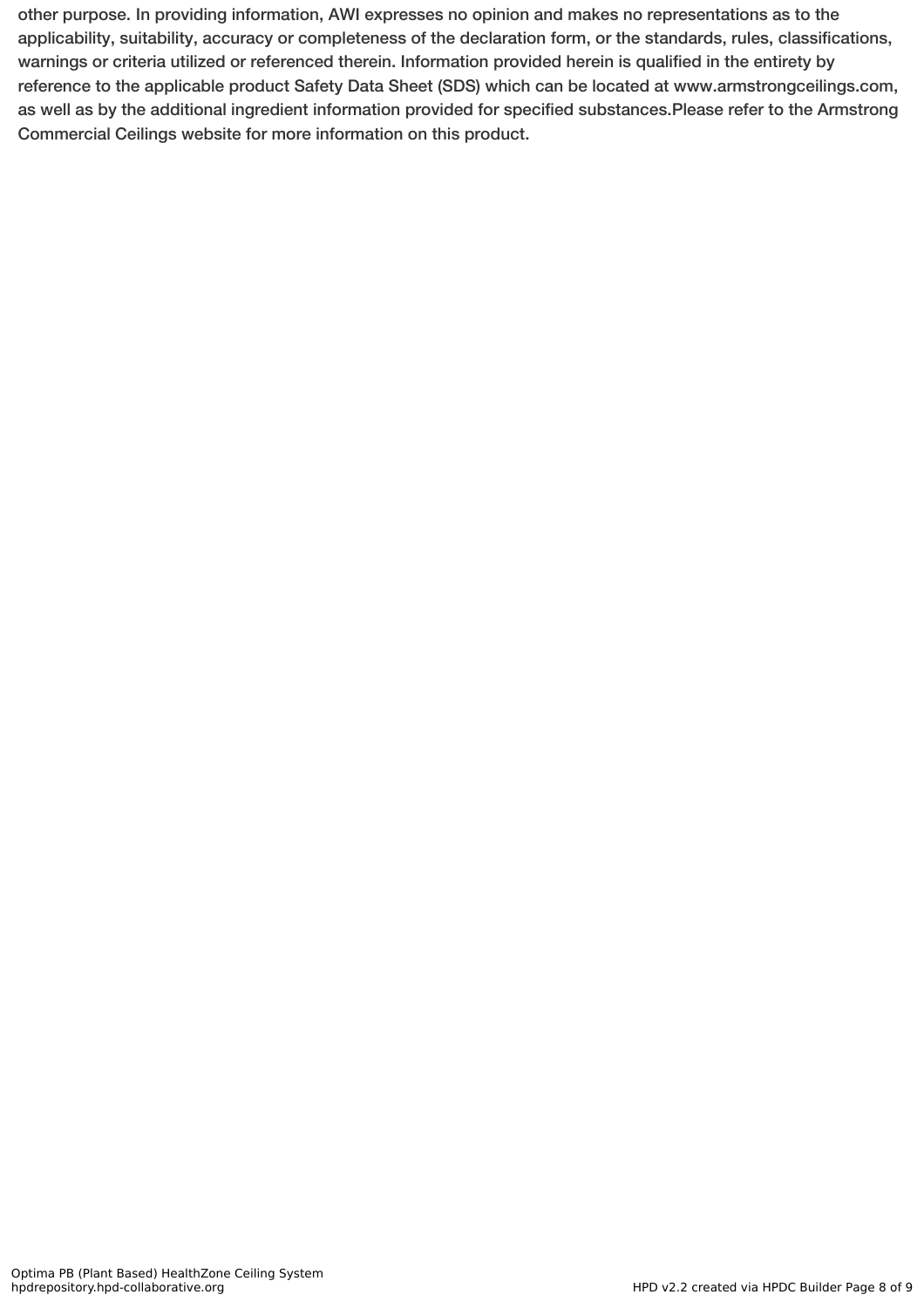other purpose. In providing information, AWI expresses no opinion and makes no representations as to the applicability, suitability, accuracy or completeness of the declaration form, or the standards, rules, classifications, warnings or criteria utilized or referenced therein. Information provided herein is qualified in the entirety by reference to the applicable product Safety Data Sheet (SDS) which can be located at www.armstrongceilings.com, as well as by the additional ingredient information provided for specified substances.Please refer to the Armstrong Commercial Ceilings website for more information on this product.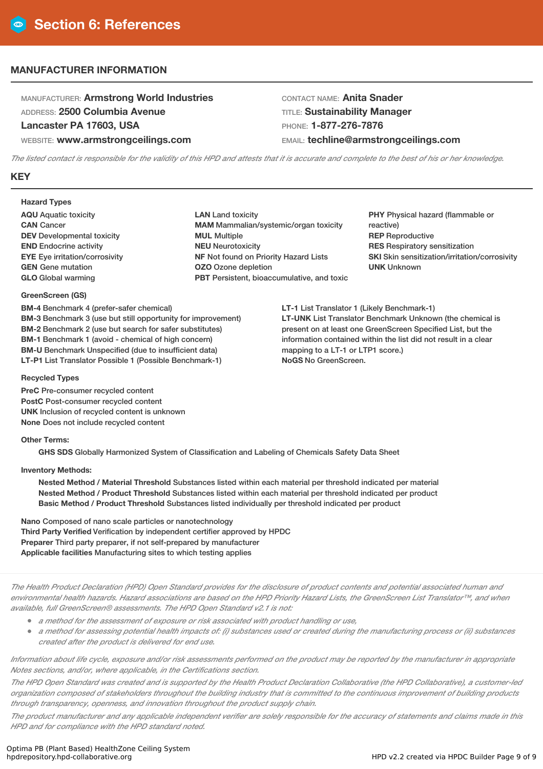# Section 6: References

## MANUFACTURER INFORMATION

MANUFACTURER: **Armstrong World Industries**
ADDRESS: **2500 Columbia Avenue**
**Lancaster PA 17603, USA**
WEBSITE: **www.armstrongceilings.com**

CONTACT NAME: **Anita Snader**
TITLE: **Sustainability Manager**
PHONE: **1-877-276-7876**
EMAIL: **techline@armstrongceilings.com**

*The listed contact is responsible for the validity of this HPD and attests that it is accurate and complete to the best of his or her knowledge.*

## KEY

**Hazard Types**

**AQU** Aquatic toxicity
**CAN** Cancer
**DEV** Developmental toxicity
**END** Endocrine activity
**EYE** Eye irritation/corrosivity
**GEN** Gene mutation
**GLO** Global warming
**LAN** Land toxicity
**MAM** Mammalian/systemic/organ toxicity
**MUL** Multiple
**NEU** Neurotoxicity
**NF** Not found on Priority Hazard Lists
**OZO** Ozone depletion
**PBT** Persistent, bioaccumulative, and toxic
**PHY** Physical hazard (flammable or reactive)
**REP** Reproductive
**RES** Respiratory sensitization
**SKI** Skin sensitization/irritation/corrosivity
**UNK** Unknown

**GreenScreen (GS)**

**BM-4** Benchmark 4 (prefer-safer chemical)
**BM-3** Benchmark 3 (use but still opportunity for improvement)
**BM-2** Benchmark 2 (use but search for safer substitutes)
**BM-1** Benchmark 1 (avoid - chemical of high concern)
**BM-U** Benchmark Unspecified (due to insufficient data)
**LT-P1** List Translator Possible 1 (Possible Benchmark-1)
**LT-1** List Translator 1 (Likely Benchmark-1)
**LT-UNK** List Translator Benchmark Unknown (the chemical is present on at least one GreenScreen Specified List, but the information contained within the list did not result in a clear mapping to a LT-1 or LTP1 score.)
**NoGS** No GreenScreen.

**Recycled Types**

**PreC** Pre-consumer recycled content
**PostC** Post-consumer recycled content
**UNK** Inclusion of recycled content is unknown
**None** Does not include recycled content

**Other Terms:**

**GHS SDS** Globally Harmonized System of Classification and Labeling of Chemicals Safety Data Sheet

**Inventory Methods:**

**Nested Method / Material Threshold** Substances listed within each material per threshold indicated per material
**Nested Method / Product Threshold** Substances listed within each material per threshold indicated per product
**Basic Method / Product Threshold** Substances listed individually per threshold indicated per product

**Nano** Composed of nano scale particles or nanotechnology
**Third Party Verified** Verification by independent certifier approved by HPDC
**Preparer** Third party preparer, if not self-prepared by manufacturer
**Applicable facilities** Manufacturing sites to which testing applies

*The Health Product Declaration (HPD) Open Standard provides for the disclosure of product contents and potential associated human and environmental health hazards. Hazard associations are based on the HPD Priority Hazard Lists, the GreenScreen List Translator™, and when available, full GreenScreen® assessments. The HPD Open Standard v2.1 is not:*

- *a method for the assessment of exposure or risk associated with product handling or use,*
- *a method for assessing potential health impacts of: (i) substances used or created during the manufacturing process or (ii) substances created after the product is delivered for end use.*

*Information about life cycle, exposure and/or risk assessments performed on the product may be reported by the manufacturer in appropriate Notes sections, and/or, where applicable, in the Certifications section.*

*The HPD Open Standard was created and is supported by the Health Product Declaration Collaborative (the HPD Collaborative), a customer-led organization composed of stakeholders throughout the building industry that is committed to the continuous improvement of building products through transparency, openness, and innovation throughout the product supply chain.*

*The product manufacturer and any applicable independent verifier are solely responsible for the accuracy of statements and claims made in this HPD and for compliance with the HPD standard noted.*